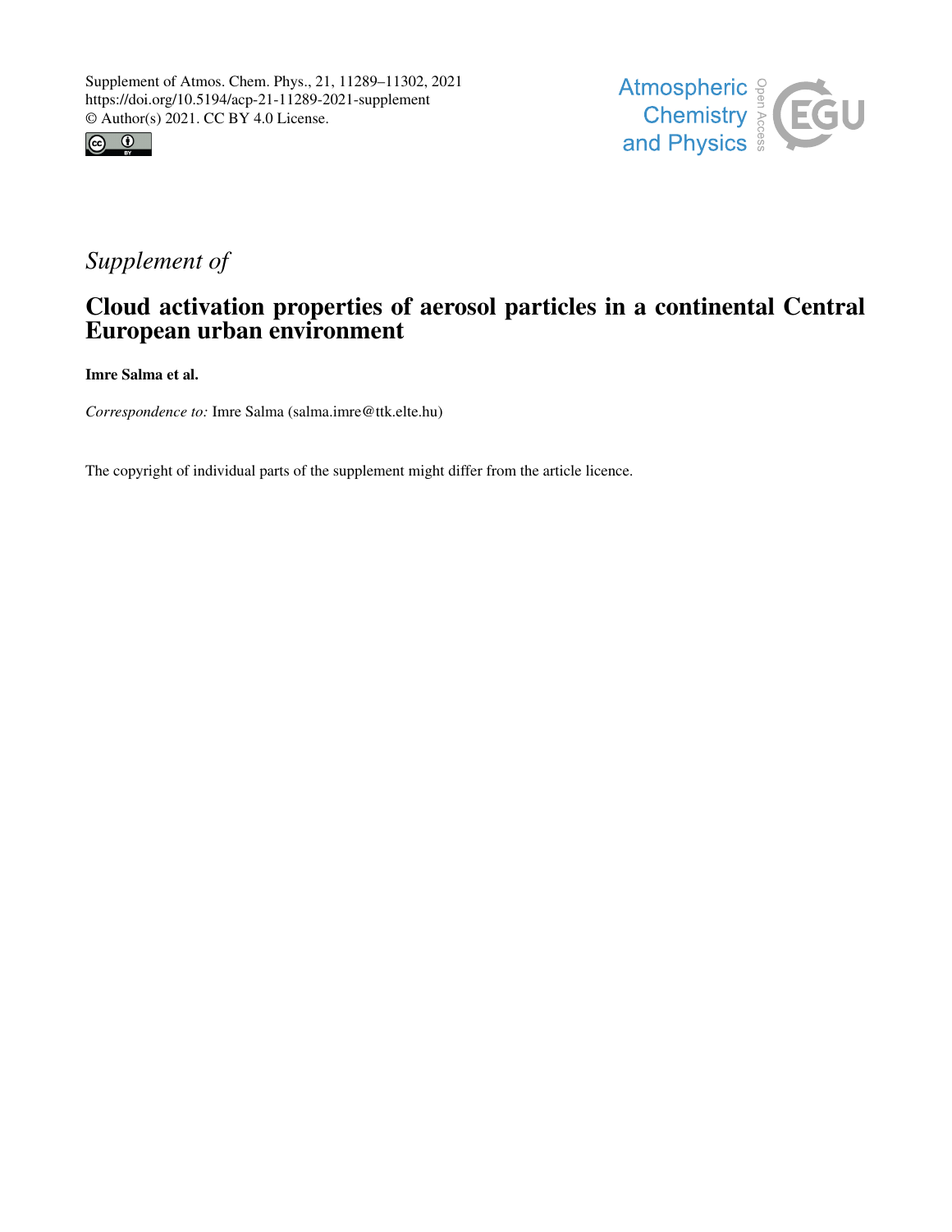Supplement of Atmos. Chem. Phys., 21, 11289–11302, 2021
https://doi.org/10.5194/acp-21-11289-2021-supplement
© Author(s) 2021. CC BY 4.0 License.

*Supplement of*

# Cloud activation properties of aerosol particles in a continental Central European urban environment

**Imre Salma et al.**

*Correspondence to:* Imre Salma (salma.imre@ttk.elte.hu)

The copyright of individual parts of the supplement might differ from the article licence.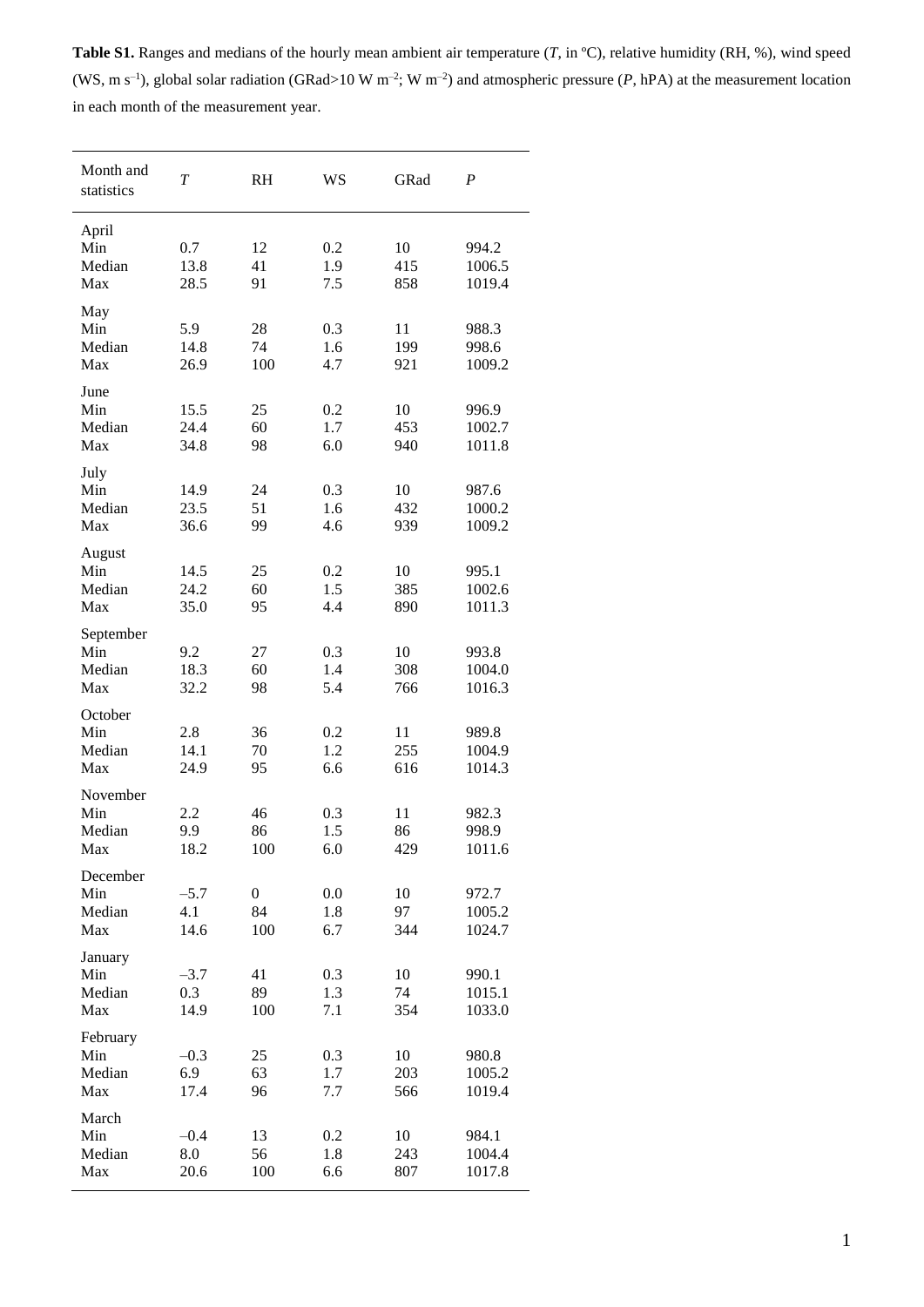**Table S1.** Ranges and medians of the hourly mean ambient air temperature (*T*, in ºC), relative humidity (RH, %), wind speed (WS, m s$^{-1}$), global solar radiation (GRad>10 W m$^{-2}$; W m$^{-2}$) and atmospheric pressure (*P*, hPA) at the measurement location in each month of the measurement year.

| Month and statistics | *T* | RH | WS | GRad | *P* |
|---|---|---|---|---|---|
| April | | | | | |
| Min | 0.7 | 12 | 0.2 | 10 | 994.2 |
| Median | 13.8 | 41 | 1.9 | 415 | 1006.5 |
| Max | 28.5 | 91 | 7.5 | 858 | 1019.4 |
| May | | | | | |
| Min | 5.9 | 28 | 0.3 | 11 | 988.3 |
| Median | 14.8 | 74 | 1.6 | 199 | 998.6 |
| Max | 26.9 | 100 | 4.7 | 921 | 1009.2 |
| June | | | | | |
| Min | 15.5 | 25 | 0.2 | 10 | 996.9 |
| Median | 24.4 | 60 | 1.7 | 453 | 1002.7 |
| Max | 34.8 | 98 | 6.0 | 940 | 1011.8 |
| July | | | | | |
| Min | 14.9 | 24 | 0.3 | 10 | 987.6 |
| Median | 23.5 | 51 | 1.6 | 432 | 1000.2 |
| Max | 36.6 | 99 | 4.6 | 939 | 1009.2 |
| August | | | | | |
| Min | 14.5 | 25 | 0.2 | 10 | 995.1 |
| Median | 24.2 | 60 | 1.5 | 385 | 1002.6 |
| Max | 35.0 | 95 | 4.4 | 890 | 1011.3 |
| September | | | | | |
| Min | 9.2 | 27 | 0.3 | 10 | 993.8 |
| Median | 18.3 | 60 | 1.4 | 308 | 1004.0 |
| Max | 32.2 | 98 | 5.4 | 766 | 1016.3 |
| October | | | | | |
| Min | 2.8 | 36 | 0.2 | 11 | 989.8 |
| Median | 14.1 | 70 | 1.2 | 255 | 1004.9 |
| Max | 24.9 | 95 | 6.6 | 616 | 1014.3 |
| November | | | | | |
| Min | 2.2 | 46 | 0.3 | 11 | 982.3 |
| Median | 9.9 | 86 | 1.5 | 86 | 998.9 |
| Max | 18.2 | 100 | 6.0 | 429 | 1011.6 |
| December | | | | | |
| Min | –5.7 | 0 | 0.0 | 10 | 972.7 |
| Median | 4.1 | 84 | 1.8 | 97 | 1005.2 |
| Max | 14.6 | 100 | 6.7 | 344 | 1024.7 |
| January | | | | | |
| Min | –3.7 | 41 | 0.3 | 10 | 990.1 |
| Median | 0.3 | 89 | 1.3 | 74 | 1015.1 |
| Max | 14.9 | 100 | 7.1 | 354 | 1033.0 |
| February | | | | | |
| Min | –0.3 | 25 | 0.3 | 10 | 980.8 |
| Median | 6.9 | 63 | 1.7 | 203 | 1005.2 |
| Max | 17.4 | 96 | 7.7 | 566 | 1019.4 |
| March | | | | | |
| Min | –0.4 | 13 | 0.2 | 10 | 984.1 |
| Median | 8.0 | 56 | 1.8 | 243 | 1004.4 |
| Max | 20.6 | 100 | 6.6 | 807 | 1017.8 |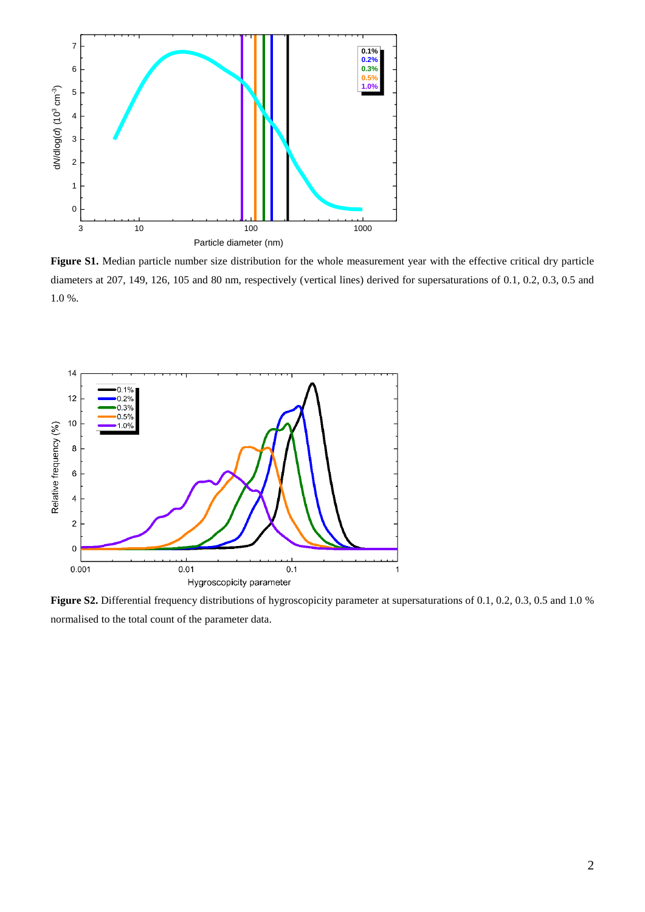7
6
5
4
3
2
1
0

dN/dlog(d) ($10^3$ cm$^{-3}$)

3 10 100 1000

Particle diameter (nm)

0.1%
0.2%
0.3%
0.5%
1.0%

**Figure S1.** Median particle number size distribution for the whole measurement year with the effective critical dry particle diameters at 207, 149, 126, 105 and 80 nm, respectively (vertical lines) derived for supersaturations of 0.1, 0.2, 0.3, 0.5 and 1.0 %.

14
12
10
8
6
4
2
0

Relative frequency (%)

0.001 0.01 0.1 1

Hygroscopicity parameter

0.1%
0.2%
0.3%
0.5%
1.0%

**Figure S2.** Differential frequency distributions of hygroscopicity parameter at supersaturations of 0.1, 0.2, 0.3, 0.5 and 1.0 % normalised to the total count of the parameter data.